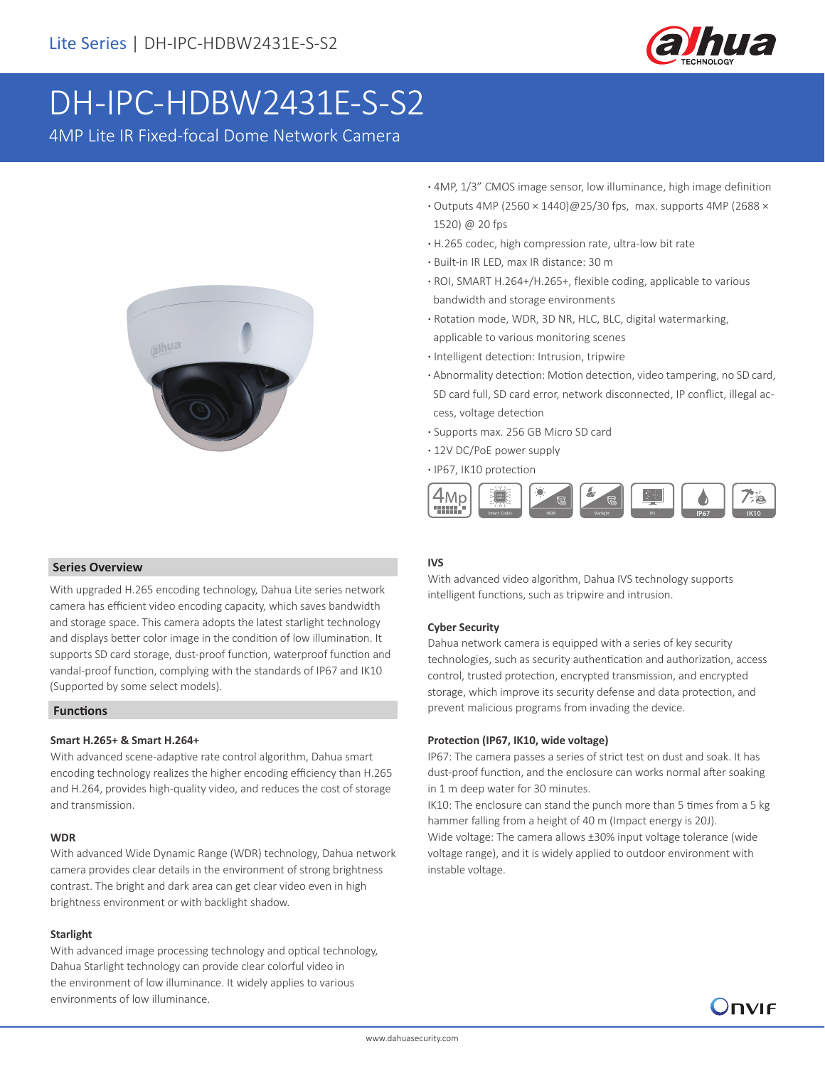Lite Series | DH-IPC-HDBW2431E-S-S2

# DH-IPC-HDBW2431E-S-S2

4MP Lite IR Fixed-focal Dome Network Camera

- 4MP, 1/3" CMOS image sensor, low illuminance, high image definition
- Outputs 4MP (2560 × 1440)@25/30 fps, max. supports 4MP (2688 × 1520) @ 20 fps
- H.265 codec, high compression rate, ultra-low bit rate
- Built-in IR LED, max IR distance: 30 m
- ROI, SMART H.264+/H.265+, flexible coding, applicable to various bandwidth and storage environments
- Rotation mode, WDR, 3D NR, HLC, BLC, digital watermarking, applicable to various monitoring scenes
- Intelligent detection: Intrusion, tripwire
- Abnormality detection: Motion detection, video tampering, no SD card, SD card full, SD card error, network disconnected, IP conflict, illegal access, voltage detection
- Supports max. 256 GB Micro SD card
- 12V DC/PoE power supply
- IP67, IK10 protection

## Series Overview

With upgraded H.265 encoding technology, Dahua Lite series network camera has efficient video encoding capacity, which saves bandwidth and storage space. This camera adopts the latest starlight technology and displays better color image in the condition of low illumination. It supports SD card storage, dust-proof function, waterproof function and vandal-proof function, complying with the standards of IP67 and IK10 (Supported by some select models).

## Functions

### Smart H.265+ & Smart H.264+

With advanced scene-adaptive rate control algorithm, Dahua smart encoding technology realizes the higher encoding efficiency than H.265 and H.264, provides high-quality video, and reduces the cost of storage and transmission.

### WDR

With advanced Wide Dynamic Range (WDR) technology, Dahua network camera provides clear details in the environment of strong brightness contrast. The bright and dark area can get clear video even in high brightness environment or with backlight shadow.

### Starlight

With advanced image processing technology and optical technology, Dahua Starlight technology can provide clear colorful video in the environment of low illuminance. It widely applies to various environments of low illuminance.

### IVS

With advanced video algorithm, Dahua IVS technology supports intelligent functions, such as tripwire and intrusion.

### Cyber Security

Dahua network camera is equipped with a series of key security technologies, such as security authentication and authorization, access control, trusted protection, encrypted transmission, and encrypted storage, which improve its security defense and data protection, and prevent malicious programs from invading the device.

### Protection (IP67, IK10, wide voltage)

IP67: The camera passes a series of strict test on dust and soak. It has dust-proof function, and the enclosure can works normal after soaking in 1 m deep water for 30 minutes.

IK10: The enclosure can stand the punch more than 5 times from a 5 kg hammer falling from a height of 40 m (Impact energy is 20J).

Wide voltage: The camera allows ±30% input voltage tolerance (wide voltage range), and it is widely applied to outdoor environment with instable voltage.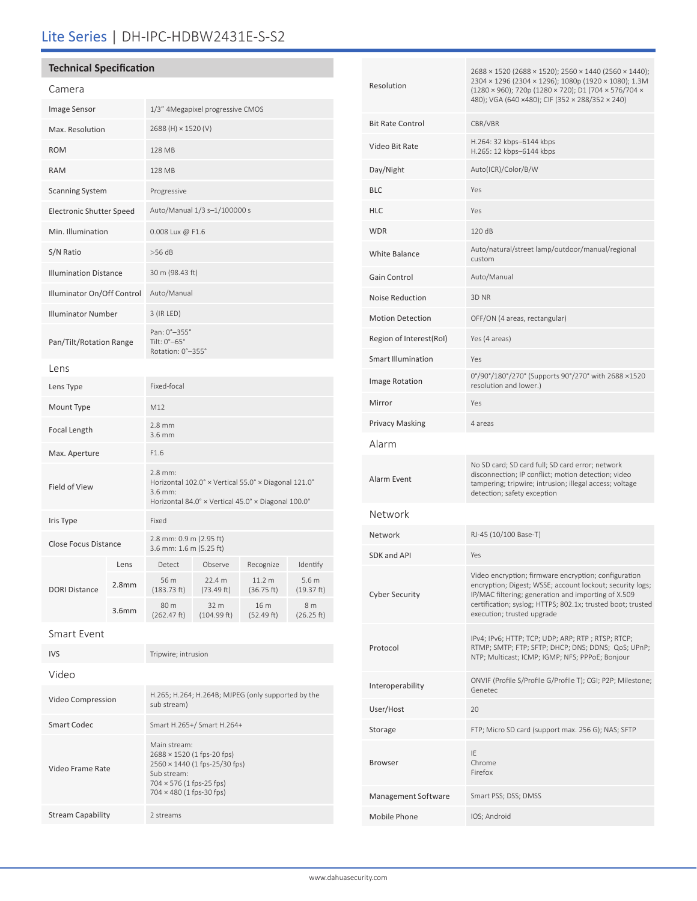# Lite Series | DH-IPC-HDBW2431E-S-S2

## Technical Specification

### Camera

| | |
|---|---|
| Image Sensor | 1/3" 4Megapixel progressive CMOS |
| Max. Resolution | 2688 (H) × 1520 (V) |
| ROM | 128 MB |
| RAM | 128 MB |
| Scanning System | Progressive |
| Electronic Shutter Speed | Auto/Manual 1/3 s–1/100000 s |
| Min. Illumination | 0.008 Lux @ F1.6 |
| S/N Ratio | >56 dB |
| Illumination Distance | 30 m (98.43 ft) |
| Illuminator On/Off Control | Auto/Manual |
| Illuminator Number | 3 (IR LED) |
| Pan/Tilt/Rotation Range | Pan: 0°–355°<br>Tilt: 0°–65°<br>Rotation: 0°–355° |

### Lens

| | |
|---|---|
| Lens Type | Fixed-focal |
| Mount Type | M12 |
| Focal Length | 2.8 mm<br>3.6 mm |
| Max. Aperture | F1.6 |
| Field of View | 2.8 mm:<br>Horizontal 102.0° × Vertical 55.0° × Diagonal 121.0°<br>3.6 mm:<br>Horizontal 84.0° × Vertical 45.0° × Diagonal 100.0° |
| Iris Type | Fixed |
| Close Focus Distance | 2.8 mm: 0.9 m (2.95 ft)<br>3.6 mm: 1.6 m (5.25 ft) |

| DORI Distance | Lens | Detect | Observe | Recognize | Identify |
|---|---|---|---|---|---|
| | 2.8mm | 56 m (183.73 ft) | 22.4 m (73.49 ft) | 11.2 m (36.75 ft) | 5.6 m (19.37 ft) |
| | 3.6mm | 80 m (262.47 ft) | 32 m (104.99 ft) | 16 m (52.49 ft) | 8 m (26.25 ft) |

### Smart Event

| | |
|---|---|
| IVS | Tripwire; intrusion |

### Video

| | |
|---|---|
| Video Compression | H.265; H.264; H.264B; MJPEG (only supported by the sub stream) |
| Smart Codec | Smart H.265+/ Smart H.264+ |
| Video Frame Rate | Main stream:<br>2688 × 1520 (1 fps-20 fps)<br>2560 × 1440 (1 fps-25/30 fps)<br>Sub stream:<br>704 × 576 (1 fps-25 fps)<br>704 × 480 (1 fps-30 fps) |
| Stream Capability | 2 streams |
| Resolution | 2688 × 1520 (2688 × 1520); 2560 × 1440 (2560 × 1440); 2304 × 1296 (2304 × 1296); 1080p (1920 × 1080); 1.3M (1280 × 960); 720p (1280 × 720); D1 (704 × 576/704 × 480); VGA (640 ×480); CIF (352 × 288/352 × 240) |
| Bit Rate Control | CBR/VBR |
| Video Bit Rate | H.264: 32 kbps–6144 kbps<br>H.265: 12 kbps–6144 kbps |
| Day/Night | Auto(ICR)/Color/B/W |
| BLC | Yes |
| HLC | Yes |
| WDR | 120 dB |
| White Balance | Auto/natural/street lamp/outdoor/manual/regional custom |
| Gain Control | Auto/Manual |
| Noise Reduction | 3D NR |
| Motion Detection | OFF/ON (4 areas, rectangular) |
| Region of Interest(RoI) | Yes (4 areas) |
| Smart Illumination | Yes |
| Image Rotation | 0°/90°/180°/270° (Supports 90°/270° with 2688 ×1520 resolution and lower.) |
| Mirror | Yes |
| Privacy Masking | 4 areas |

### Alarm

| | |
|---|---|
| Alarm Event | No SD card; SD card full; SD card error; network disconnection; IP conflict; motion detection; video tampering; tripwire; intrusion; illegal access; voltage detection; safety exception |

### Network

| | |
|---|---|
| Network | RJ-45 (10/100 Base-T) |
| SDK and API | Yes |
| Cyber Security | Video encryption; firmware encryption; configuration encryption; Digest; WSSE; account lockout; security logs; IP/MAC filtering; generation and importing of X.509 certification; syslog; HTTPS; 802.1x; trusted boot; trusted execution; trusted upgrade |
| Protocol | IPv4; IPv6; HTTP; TCP; UDP; ARP; RTP ; RTSP; RTCP; RTMP; SMTP; FTP; SFTP; DHCP; DNS; DDNS; QoS; UPnP; NTP; Multicast; ICMP; IGMP; NFS; PPPoE; Bonjour |
| Interoperability | ONVIF (Profile S/Profile G/Profile T); CGI; P2P; Milestone; Genetec |
| User/Host | 20 |
| Storage | FTP; Micro SD card (support max. 256 G); NAS; SFTP |
| Browser | IE<br>Chrome<br>Firefox |
| Management Software | Smart PSS; DSS; DMSS |
| Mobile Phone | IOS; Android |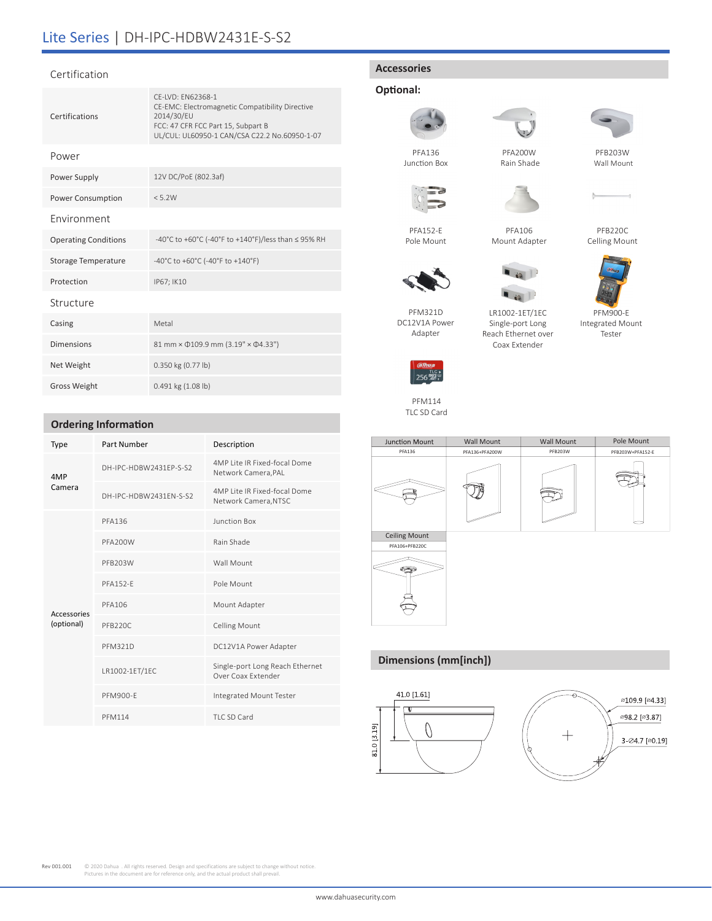# Lite Series | DH-IPC-HDBW2431E-S-S2

## Certification

| | |
|---|---|
| Certifications | CE-LVD: EN62368-1<br>CE-EMC: Electromagnetic Compatibility Directive 2014/30/EU<br>FCC: 47 CFR FCC Part 15, Subpart B<br>UL/CUL: UL60950-1 CAN/CSA C22.2 No.60950-1-07 |

## Power

| | |
|---|---|
| Power Supply | 12V DC/PoE (802.3af) |
| Power Consumption | < 5.2W |

## Environment

| | |
|---|---|
| Operating Conditions | -40°C to +60°C (-40°F to +140°F)/less than ≤ 95% RH |
| Storage Temperature | -40°C to +60°C (-40°F to +140°F) |
| Protection | IP67; IK10 |

## Structure

| | |
|---|---|
| Casing | Metal |
| Dimensions | 81 mm × Φ109.9 mm (3.19" × Φ4.33") |
| Net Weight | 0.350 kg (0.77 lb) |
| Gross Weight | 0.491 kg (1.08 lb) |

## Ordering Information

| Type | Part Number | Description |
|---|---|---|
| 4MP Camera | DH-IPC-HDBW2431EP-S-S2 | 4MP Lite IR Fixed-focal Dome Network Camera,PAL |
| | DH-IPC-HDBW2431EN-S-S2 | 4MP Lite IR Fixed-focal Dome Network Camera,NTSC |
| Accessories (optional) | PFA136 | Junction Box |
| | PFA200W | Rain Shade |
| | PFB203W | Wall Mount |
| | PFA152-E | Pole Mount |
| | PFA106 | Mount Adapter |
| | PFB220C | Celling Mount |
| | PFM321D | DC12V1A Power Adapter |
| | LR1002-1ET/1EC | Single-port Long Reach Ethernet Over Coax Extender |
| | PFM900-E | Integrated Mount Tester |
| | PFM114 | TLC SD Card |

## Accessories

**Optional:**

PFA136
Junction Box

PFA200W
Rain Shade

PFB203W
Wall Mount

PFA152-E
Pole Mount

PFA106
Mount Adapter

PFB220C
Celling Mount

PFM321D
DC12V1A Power Adapter

LR1002-1ET/1EC
Single-port Long Reach Ethernet over Coax Extender

PFM900-E
Integrated Mount Tester

PFM114
TLC SD Card

| Junction Mount | Wall Mount | Wall Mount | Pole Mount |
|---|---|---|---|
| PFA136 | PFA136+PFA200W | PFB203W | PFB203W+PFA152-E |

| Ceiling Mount |
|---|
| PFA106+PFB220C |

## Dimensions (mm[inch])

41.0 [1.61]

81.0 [3.19]

⌀109.9 [⌀4.33]

⌀98.2 [⌀3.87]

3-⌀4.7 [⌀0.19]

Rev 001.001 © 2020 Dahua . All rights reserved. Design and specifications are subject to change without notice. Pictures in the document are for reference only, and the actual product shall prevail.

www.dahuasecurity.com